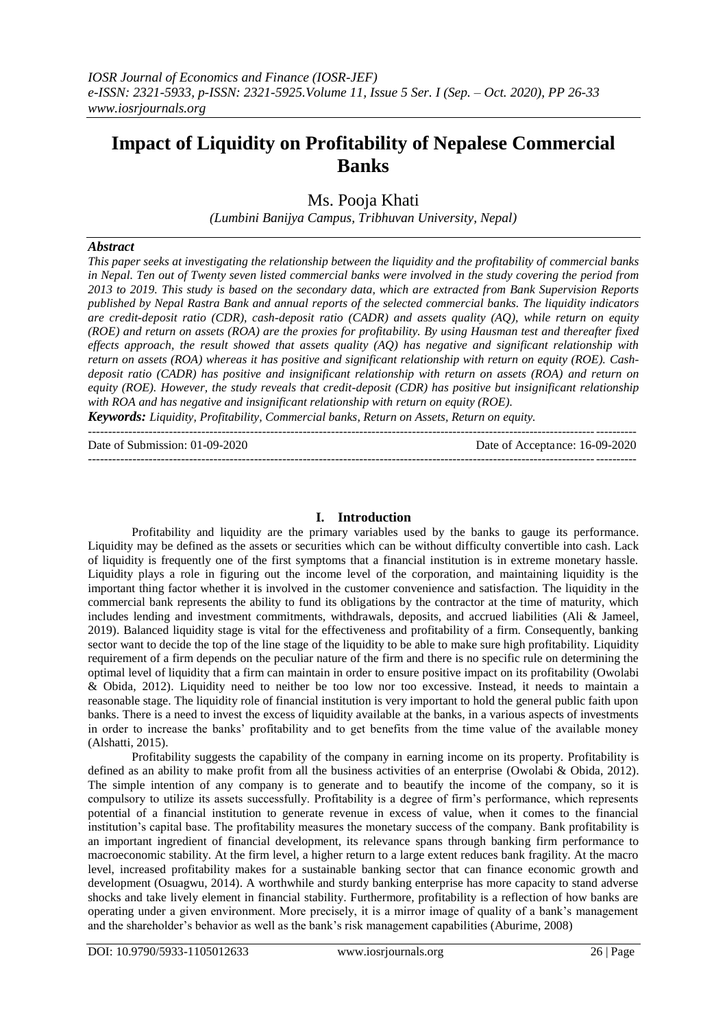# Impact of Liquidity on Profitability of Nepalese Commercial Banks

Ms. Pooja Khati

*(Lumbini Banijya Campus, Tribhuvan University, Nepal)*

### *Abstract*

*This paper seeks at investigating the relationship between the liquidity and the profitability of commercial banks in Nepal. Ten out of Twenty seven listed commercial banks were involved in the study covering the period from 2013 to 2019. This study is based on the secondary data, which are extracted from Bank Supervision Reports published by Nepal Rastra Bank and annual reports of the selected commercial banks. The liquidity indicators are credit-deposit ratio (CDR), cash-deposit ratio (CADR) and assets quality (AQ), while return on equity (ROE) and return on assets (ROA) are the proxies for profitability. By using Hausman test and thereafter fixed effects approach, the result showed that assets quality (AQ) has negative and significant relationship with return on assets (ROA) whereas it has positive and significant relationship with return on equity (ROE). Cash-deposit ratio (CADR) has positive and insignificant relationship with return on assets (ROA) and return on equity (ROE). However, the study reveals that credit-deposit (CDR) has positive but insignificant relationship with ROA and has negative and insignificant relationship with return on equity (ROE).*

***Keywords:** Liquidity, Profitability, Commercial banks, Return on Assets, Return on equity.*

Date of Submission: 01-09-2020 | Date of Acceptance: 16-09-2020

## I. Introduction

Profitability and liquidity are the primary variables used by the banks to gauge its performance. Liquidity may be defined as the assets or securities which can be without difficulty convertible into cash. Lack of liquidity is frequently one of the first symptoms that a financial institution is in extreme monetary hassle. Liquidity plays a role in figuring out the income level of the corporation, and maintaining liquidity is the important thing factor whether it is involved in the customer convenience and satisfaction. The liquidity in the commercial bank represents the ability to fund its obligations by the contractor at the time of maturity, which includes lending and investment commitments, withdrawals, deposits, and accrued liabilities (Ali & Jameel, 2019). Balanced liquidity stage is vital for the effectiveness and profitability of a firm. Consequently, banking sector want to decide the top of the line stage of the liquidity to be able to make sure high profitability. Liquidity requirement of a firm depends on the peculiar nature of the firm and there is no specific rule on determining the optimal level of liquidity that a firm can maintain in order to ensure positive impact on its profitability (Owolabi & Obida, 2012). Liquidity need to neither be too low nor too excessive. Instead, it needs to maintain a reasonable stage. The liquidity role of financial institution is very important to hold the general public faith upon banks. There is a need to invest the excess of liquidity available at the banks, in a various aspects of investments in order to increase the banks' profitability and to get benefits from the time value of the available money (Alshatti, 2015).

Profitability suggests the capability of the company in earning income on its property. Profitability is defined as an ability to make profit from all the business activities of an enterprise (Owolabi & Obida, 2012). The simple intention of any company is to generate and to beautify the income of the company, so it is compulsory to utilize its assets successfully. Profitability is a degree of firm's performance, which represents potential of a financial institution to generate revenue in excess of value, when it comes to the financial institution's capital base. The profitability measures the monetary success of the company. Bank profitability is an important ingredient of financial development, its relevance spans through banking firm performance to macroeconomic stability. At the firm level, a higher return to a large extent reduces bank fragility. At the macro level, increased profitability makes for a sustainable banking sector that can finance economic growth and development (Osuagwu, 2014). A worthwhile and sturdy banking enterprise has more capacity to stand adverse shocks and take lively element in financial stability. Furthermore, profitability is a reflection of how banks are operating under a given environment. More precisely, it is a mirror image of quality of a bank's management and the shareholder's behavior as well as the bank's risk management capabilities (Aburime, 2008)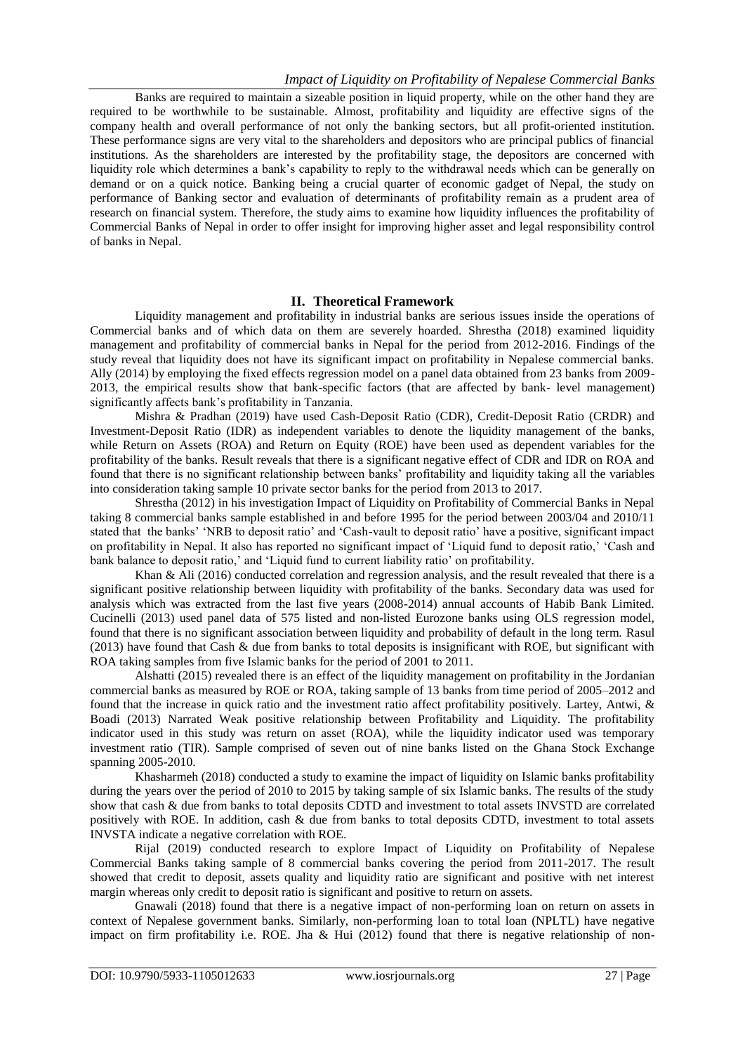Banks are required to maintain a sizeable position in liquid property, while on the other hand they are required to be worthwhile to be sustainable. Almost, profitability and liquidity are effective signs of the company health and overall performance of not only the banking sectors, but all profit-oriented institution. These performance signs are very vital to the shareholders and depositors who are principal publics of financial institutions. As the shareholders are interested by the profitability stage, the depositors are concerned with liquidity role which determines a bank's capability to reply to the withdrawal needs which can be generally on demand or on a quick notice. Banking being a crucial quarter of economic gadget of Nepal, the study on performance of Banking sector and evaluation of determinants of profitability remain as a prudent area of research on financial system. Therefore, the study aims to examine how liquidity influences the profitability of Commercial Banks of Nepal in order to offer insight for improving higher asset and legal responsibility control of banks in Nepal.

## II. Theoretical Framework

Liquidity management and profitability in industrial banks are serious issues inside the operations of Commercial banks and of which data on them are severely hoarded. Shrestha (2018) examined liquidity management and profitability of commercial banks in Nepal for the period from 2012-2016. Findings of the study reveal that liquidity does not have its significant impact on profitability in Nepalese commercial banks. Ally (2014) by employing the fixed effects regression model on a panel data obtained from 23 banks from 2009-2013, the empirical results show that bank-specific factors (that are affected by bank- level management) significantly affects bank's profitability in Tanzania.

Mishra & Pradhan (2019) have used Cash-Deposit Ratio (CDR), Credit-Deposit Ratio (CRDR) and Investment-Deposit Ratio (IDR) as independent variables to denote the liquidity management of the banks, while Return on Assets (ROA) and Return on Equity (ROE) have been used as dependent variables for the profitability of the banks. Result reveals that there is a significant negative effect of CDR and IDR on ROA and found that there is no significant relationship between banks' profitability and liquidity taking all the variables into consideration taking sample 10 private sector banks for the period from 2013 to 2017.

Shrestha (2012) in his investigation Impact of Liquidity on Profitability of Commercial Banks in Nepal taking 8 commercial banks sample established in and before 1995 for the period between 2003/04 and 2010/11 stated that the banks' 'NRB to deposit ratio' and 'Cash-vault to deposit ratio' have a positive, significant impact on profitability in Nepal. It also has reported no significant impact of 'Liquid fund to deposit ratio,' 'Cash and bank balance to deposit ratio,' and 'Liquid fund to current liability ratio' on profitability.

Khan & Ali (2016) conducted correlation and regression analysis, and the result revealed that there is a significant positive relationship between liquidity with profitability of the banks. Secondary data was used for analysis which was extracted from the last five years (2008-2014) annual accounts of Habib Bank Limited. Cucinelli (2013) used panel data of 575 listed and non-listed Eurozone banks using OLS regression model, found that there is no significant association between liquidity and probability of default in the long term. Rasul (2013) have found that Cash & due from banks to total deposits is insignificant with ROE, but significant with ROA taking samples from five Islamic banks for the period of 2001 to 2011.

Alshatti (2015) revealed there is an effect of the liquidity management on profitability in the Jordanian commercial banks as measured by ROE or ROA, taking sample of 13 banks from time period of 2005–2012 and found that the increase in quick ratio and the investment ratio affect profitability positively. Lartey, Antwi, & Boadi (2013) Narrated Weak positive relationship between Profitability and Liquidity. The profitability indicator used in this study was return on asset (ROA), while the liquidity indicator used was temporary investment ratio (TIR). Sample comprised of seven out of nine banks listed on the Ghana Stock Exchange spanning 2005-2010.

Khasharmeh (2018) conducted a study to examine the impact of liquidity on Islamic banks profitability during the years over the period of 2010 to 2015 by taking sample of six Islamic banks. The results of the study show that cash & due from banks to total deposits CDTD and investment to total assets INVSTD are correlated positively with ROE. In addition, cash & due from banks to total deposits CDTD, investment to total assets INVSTA indicate a negative correlation with ROE.

Rijal (2019) conducted research to explore Impact of Liquidity on Profitability of Nepalese Commercial Banks taking sample of 8 commercial banks covering the period from 2011-2017. The result showed that credit to deposit, assets quality and liquidity ratio are significant and positive with net interest margin whereas only credit to deposit ratio is significant and positive to return on assets.

Gnawali (2018) found that there is a negative impact of non-performing loan on return on assets in context of Nepalese government banks. Similarly, non-performing loan to total loan (NPLTL) have negative impact on firm profitability i.e. ROE. Jha & Hui (2012) found that there is negative relationship of non-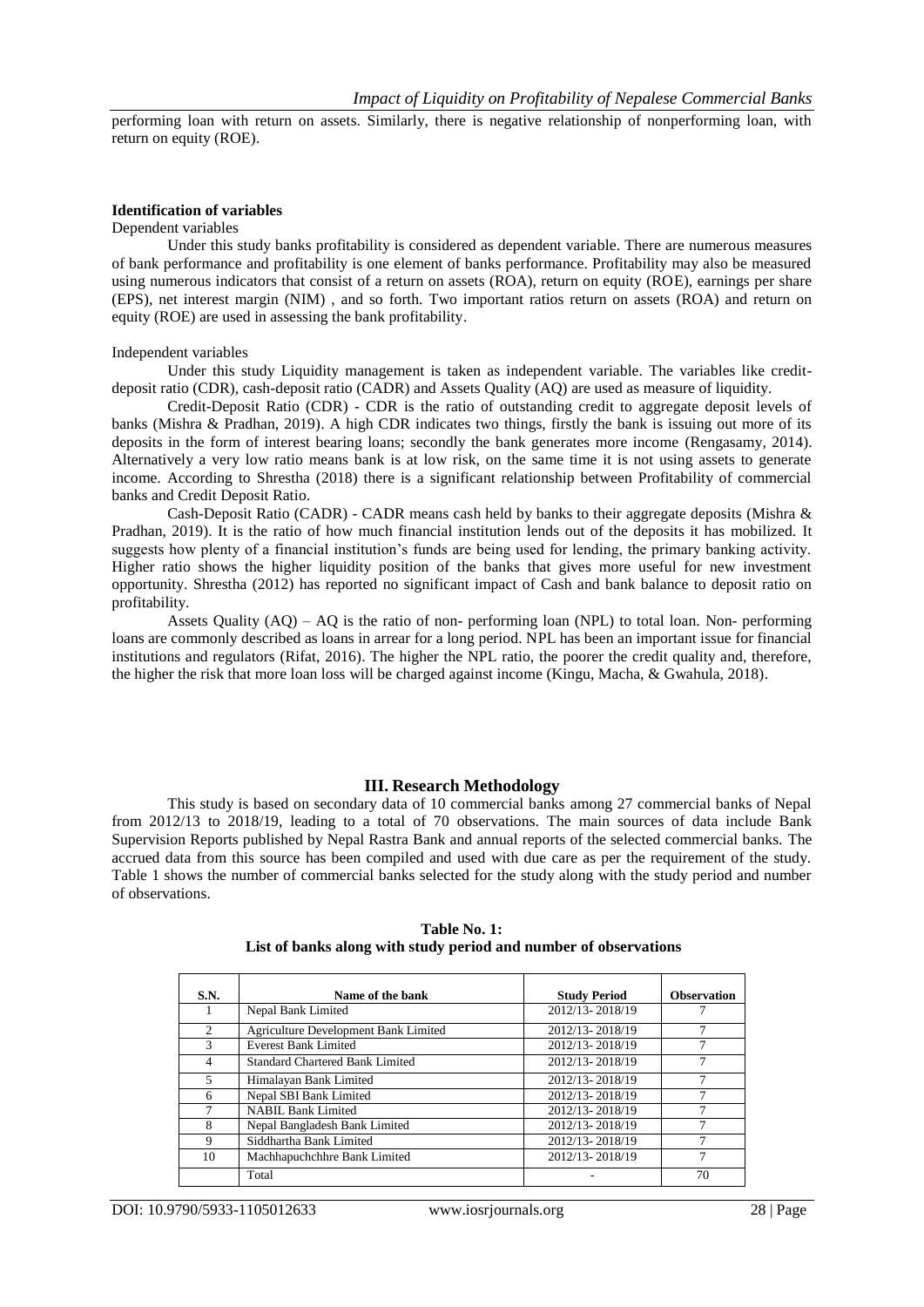performing loan with return on assets. Similarly, there is negative relationship of nonperforming loan, with return on equity (ROE).

**Identification of variables**

Dependent variables

Under this study banks profitability is considered as dependent variable. There are numerous measures of bank performance and profitability is one element of banks performance. Profitability may also be measured using numerous indicators that consist of a return on assets (ROA), return on equity (ROE), earnings per share (EPS), net interest margin (NIM) , and so forth. Two important ratios return on assets (ROA) and return on equity (ROE) are used in assessing the bank profitability.

Independent variables

Under this study Liquidity management is taken as independent variable. The variables like credit-deposit ratio (CDR), cash-deposit ratio (CADR) and Assets Quality (AQ) are used as measure of liquidity.

Credit-Deposit Ratio (CDR) - CDR is the ratio of outstanding credit to aggregate deposit levels of banks (Mishra & Pradhan, 2019). A high CDR indicates two things, firstly the bank is issuing out more of its deposits in the form of interest bearing loans; secondly the bank generates more income (Rengasamy, 2014). Alternatively a very low ratio means bank is at low risk, on the same time it is not using assets to generate income. According to Shrestha (2018) there is a significant relationship between Profitability of commercial banks and Credit Deposit Ratio.

Cash-Deposit Ratio (CADR) - CADR means cash held by banks to their aggregate deposits (Mishra & Pradhan, 2019). It is the ratio of how much financial institution lends out of the deposits it has mobilized. It suggests how plenty of a financial institution's funds are being used for lending, the primary banking activity. Higher ratio shows the higher liquidity position of the banks that gives more useful for new investment opportunity. Shrestha (2012) has reported no significant impact of Cash and bank balance to deposit ratio on profitability.

Assets Quality (AQ) – AQ is the ratio of non- performing loan (NPL) to total loan. Non- performing loans are commonly described as loans in arrear for a long period. NPL has been an important issue for financial institutions and regulators (Rifat, 2016). The higher the NPL ratio, the poorer the credit quality and, therefore, the higher the risk that more loan loss will be charged against income (Kingu, Macha, & Gwahula, 2018).

## III. Research Methodology

This study is based on secondary data of 10 commercial banks among 27 commercial banks of Nepal from 2012/13 to 2018/19, leading to a total of 70 observations. The main sources of data include Bank Supervision Reports published by Nepal Rastra Bank and annual reports of the selected commercial banks. The accrued data from this source has been compiled and used with due care as per the requirement of the study. Table 1 shows the number of commercial banks selected for the study along with the study period and number of observations.

**Table No. 1:**
**List of banks along with study period and number of observations**

| S.N. | Name of the bank | Study Period | Observation |
|---|---|---|---|
| 1 | Nepal Bank Limited | 2012/13- 2018/19 | 7 |
| 2 | Agriculture Development Bank Limited | 2012/13- 2018/19 | 7 |
| 3 | Everest Bank Limited | 2012/13- 2018/19 | 7 |
| 4 | Standard Chartered Bank Limited | 2012/13- 2018/19 | 7 |
| 5 | Himalayan Bank Limited | 2012/13- 2018/19 | 7 |
| 6 | Nepal SBI Bank Limited | 2012/13- 2018/19 | 7 |
| 7 | NABIL Bank Limited | 2012/13- 2018/19 | 7 |
| 8 | Nepal Bangladesh Bank Limited | 2012/13- 2018/19 | 7 |
| 9 | Siddhartha Bank Limited | 2012/13- 2018/19 | 7 |
| 10 | Machhapuchchhre Bank Limited | 2012/13- 2018/19 | 7 |
| | Total | - | 70 |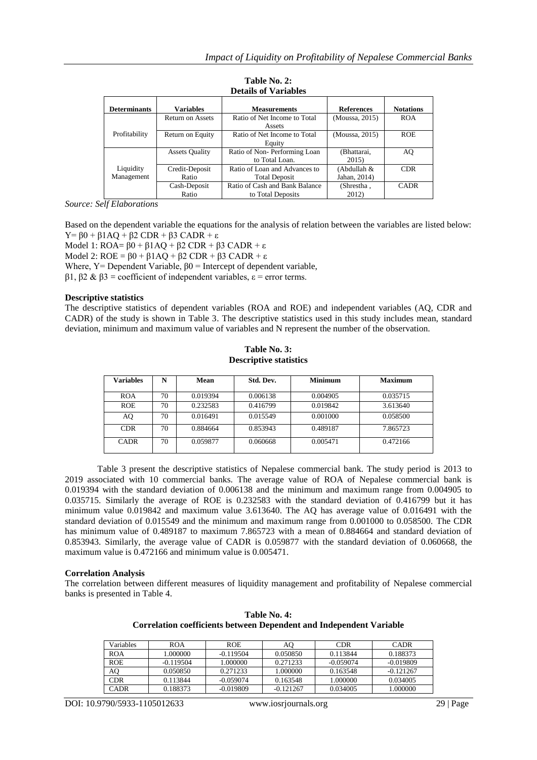**Table No. 2:**
**Details of Variables**

| Determinants | Variables | Measurements | References | Notations |
|---|---|---|---|---|
| Profitability | Return on Assets | Ratio of Net Income to Total Assets | (Moussa, 2015) | ROA |
| | Return on Equity | Ratio of Net Income to Total Equity | (Moussa, 2015) | ROE |
| Liquidity Management | Assets Quality | Ratio of Non- Performing Loan to Total Loan. | (Bhattarai, 2015) | AQ |
| | Credit-Deposit Ratio | Ratio of Loan and Advances to Total Deposit | (Abdullah & Jahan, 2014) | CDR |
| | Cash-Deposit Ratio | Ratio of Cash and Bank Balance to Total Deposits | (Shrestha , 2012) | CADR |

*Source: Self Elaborations*

Based on the dependent variable the equations for the analysis of relation between the variables are listed below:

$Y = \beta 0 + \beta 1AQ + \beta 2\ CDR + \beta 3\ CADR + \varepsilon$

Model 1: $ROA = \beta 0 + \beta 1AQ + \beta 2\ CDR + \beta 3\ CADR + \varepsilon$

Model 2: $ROE = \beta 0 + \beta 1AQ + \beta 2\ CDR + \beta 3\ CADR + \varepsilon$

Where, Y= Dependent Variable, $\beta 0$ = Intercept of dependent variable,

$\beta 1$, $\beta 2$ & $\beta 3$ = coefficient of independent variables, $\varepsilon$ = error terms.

**Descriptive statistics**

The descriptive statistics of dependent variables (ROA and ROE) and independent variables (AQ, CDR and CADR) of the study is shown in Table 3. The descriptive statistics used in this study includes mean, standard deviation, minimum and maximum value of variables and N represent the number of the observation.

**Table No. 3:**
**Descriptive statistics**

| Variables | N | Mean | Std. Dev. | Minimum | Maximum |
|---|---|---|---|---|---|
| ROA | 70 | 0.019394 | 0.006138 | 0.004905 | 0.035715 |
| ROE | 70 | 0.232583 | 0.416799 | 0.019842 | 3.613640 |
| AQ | 70 | 0.016491 | 0.015549 | 0.001000 | 0.058500 |
| CDR | 70 | 0.884664 | 0.853943 | 0.489187 | 7.865723 |
| CADR | 70 | 0.059877 | 0.060668 | 0.005471 | 0.472166 |

Table 3 present the descriptive statistics of Nepalese commercial bank. The study period is 2013 to 2019 associated with 10 commercial banks. The average value of ROA of Nepalese commercial bank is 0.019394 with the standard deviation of 0.006138 and the minimum and maximum range from 0.004905 to 0.035715. Similarly the average of ROE is 0.232583 with the standard deviation of 0.416799 but it has minimum value 0.019842 and maximum value 3.613640. The AQ has average value of 0.016491 with the standard deviation of 0.015549 and the minimum and maximum range from 0.001000 to 0.058500. The CDR has minimum value of 0.489187 to maximum 7.865723 with a mean of 0.884664 and standard deviation of 0.853943. Similarly, the average value of CADR is 0.059877 with the standard deviation of 0.060668, the maximum value is 0.472166 and minimum value is 0.005471.

**Correlation Analysis**

The correlation between different measures of liquidity management and profitability of Nepalese commercial banks is presented in Table 4.

**Table No. 4:**
**Correlation coefficients between Dependent and Independent Variable**

| Variables | ROA | ROE | AQ | CDR | CADR |
|---|---|---|---|---|---|
| ROA | 1.000000 | -0.119504 | 0.050850 | 0.113844 | 0.188373 |
| ROE | -0.119504 | 1.000000 | 0.271233 | -0.059074 | -0.019809 |
| AQ | 0.050850 | 0.271233 | 1.000000 | 0.163548 | -0.121267 |
| CDR | 0.113844 | -0.059074 | 0.163548 | 1.000000 | 0.034005 |
| CADR | 0.188373 | -0.019809 | -0.121267 | 0.034005 | 1.000000 |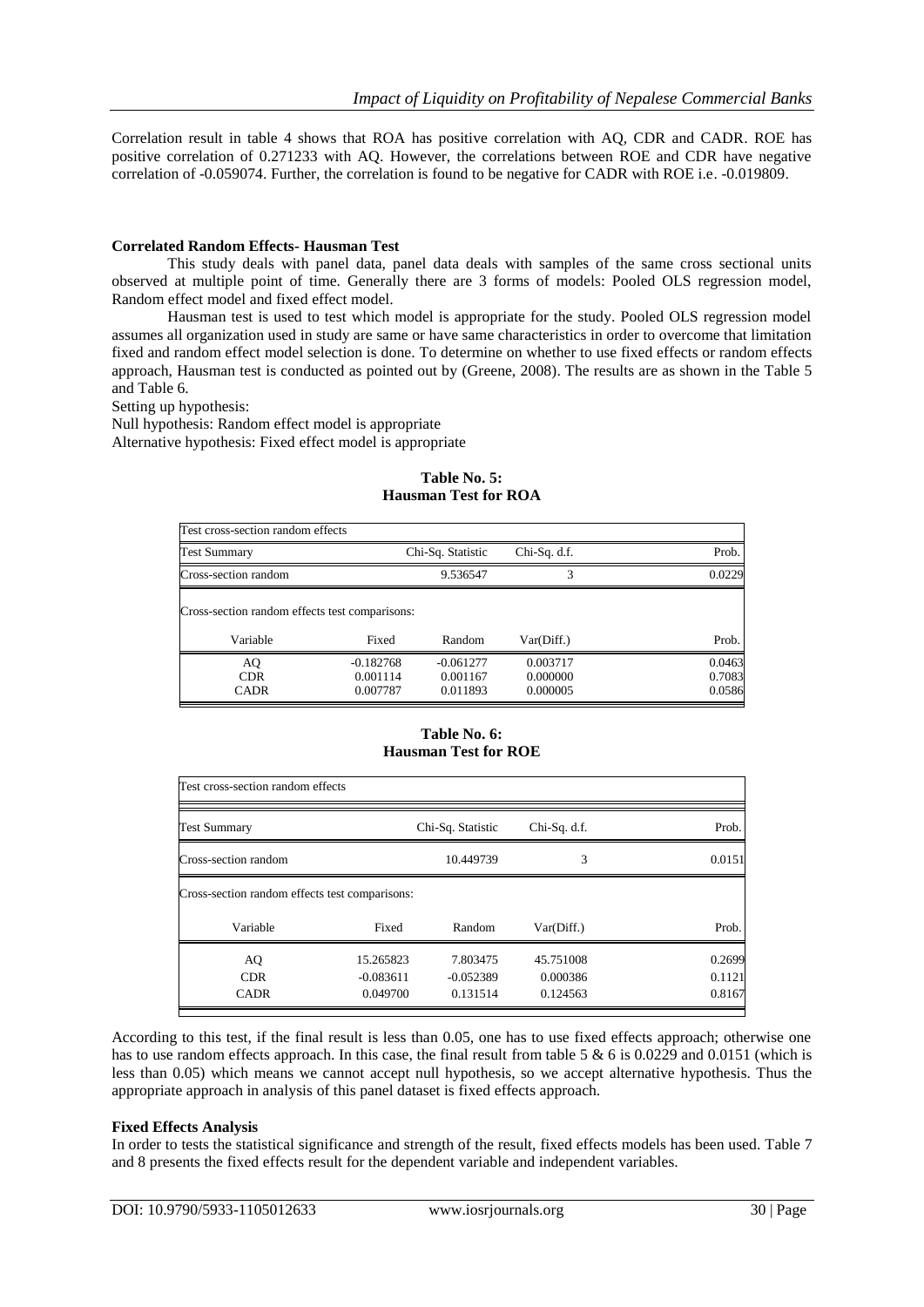Correlation result in table 4 shows that ROA has positive correlation with AQ, CDR and CADR. ROE has positive correlation of 0.271233 with AQ. However, the correlations between ROE and CDR have negative correlation of -0.059074. Further, the correlation is found to be negative for CADR with ROE i.e. -0.019809.

**Correlated Random Effects- Hausman Test**

This study deals with panel data, panel data deals with samples of the same cross sectional units observed at multiple point of time. Generally there are 3 forms of models: Pooled OLS regression model, Random effect model and fixed effect model.

Hausman test is used to test which model is appropriate for the study. Pooled OLS regression model assumes all organization used in study are same or have same characteristics in order to overcome that limitation fixed and random effect model selection is done. To determine on whether to use fixed effects or random effects approach, Hausman test is conducted as pointed out by (Greene, 2008). The results are as shown in the Table 5 and Table 6.

Setting up hypothesis:

Null hypothesis: Random effect model is appropriate

Alternative hypothesis: Fixed effect model is appropriate

**Table No. 5:**
**Hausman Test for ROA**

| Test cross-section random effects | | | | |
|---|---|---|---|---|
| Test Summary | | Chi-Sq. Statistic | Chi-Sq. d.f. | Prob. |
| Cross-section random | | 9.536547 | 3 | 0.0229 |
| Cross-section random effects test comparisons: | | | | |
| Variable | Fixed | Random | Var(Diff.) | Prob. |
| AQ | -0.182768 | -0.061277 | 0.003717 | 0.0463 |
| CDR | 0.001114 | 0.001167 | 0.000000 | 0.7083 |
| CADR | 0.007787 | 0.011893 | 0.000005 | 0.0586 |

**Table No. 6:**
**Hausman Test for ROE**

| Test cross-section random effects | | | | |
|---|---|---|---|---|
| Test Summary | | Chi-Sq. Statistic | Chi-Sq. d.f. | Prob. |
| Cross-section random | | 10.449739 | 3 | 0.0151 |
| Cross-section random effects test comparisons: | | | | |
| Variable | Fixed | Random | Var(Diff.) | Prob. |
| AQ | 15.265823 | 7.803475 | 45.751008 | 0.2699 |
| CDR | -0.083611 | -0.052389 | 0.000386 | 0.1121 |
| CADR | 0.049700 | 0.131514 | 0.124563 | 0.8167 |

According to this test, if the final result is less than 0.05, one has to use fixed effects approach; otherwise one has to use random effects approach. In this case, the final result from table 5 & 6 is 0.0229 and 0.0151 (which is less than 0.05) which means we cannot accept null hypothesis, so we accept alternative hypothesis. Thus the appropriate approach in analysis of this panel dataset is fixed effects approach.

**Fixed Effects Analysis**

In order to tests the statistical significance and strength of the result, fixed effects models has been used. Table 7 and 8 presents the fixed effects result for the dependent variable and independent variables.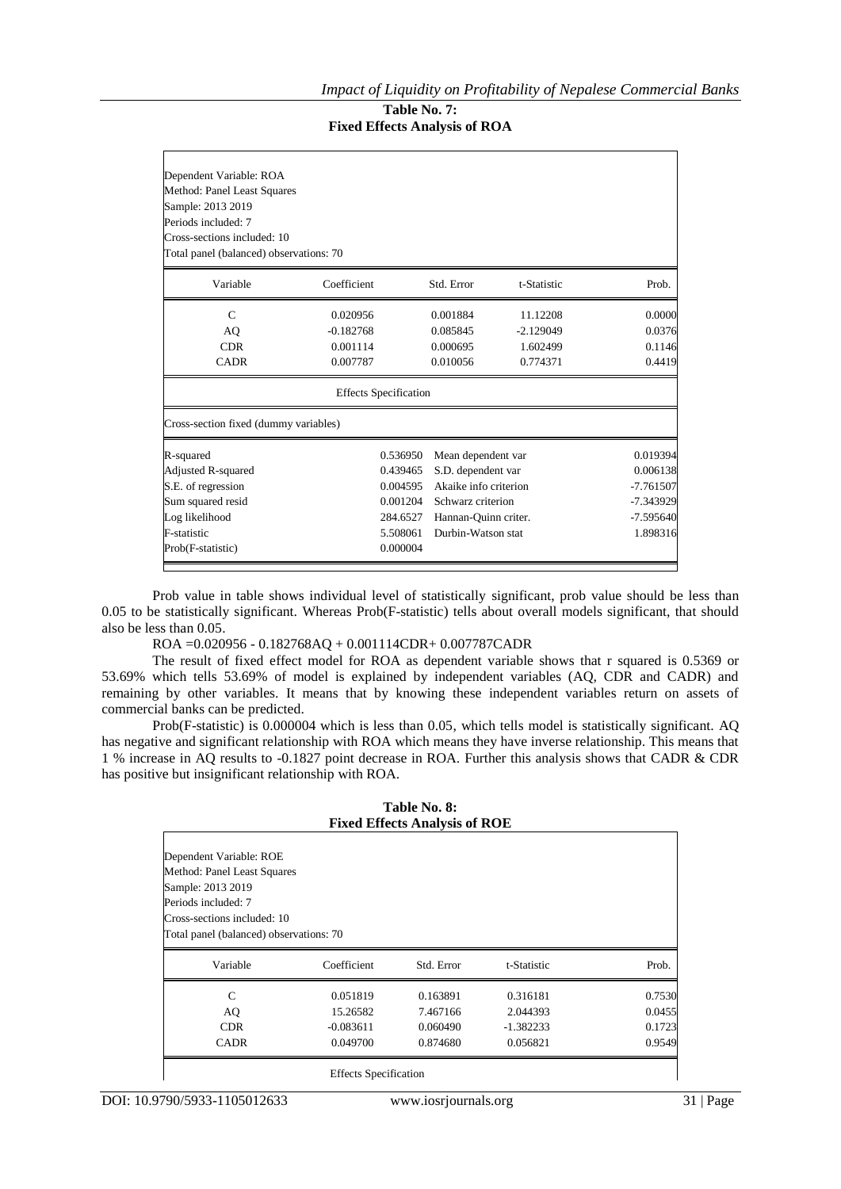**Table No. 7:**
**Fixed Effects Analysis of ROA**

Dependent Variable: ROA
Method: Panel Least Squares
Sample: 2013 2019
Periods included: 7
Cross-sections included: 10
Total panel (balanced) observations: 70

| Variable | Coefficient | Std. Error | t-Statistic | Prob. |
|---|---|---|---|---|
| C | 0.020956 | 0.001884 | 11.12208 | 0.0000 |
| AQ | -0.182768 | 0.085845 | -2.129049 | 0.0376 |
| CDR | 0.001114 | 0.000695 | 1.602499 | 0.1146 |
| CADR | 0.007787 | 0.010056 | 0.774371 | 0.4419 |

Effects Specification

Cross-section fixed (dummy variables)

| | | | |
|---|---|---|---|
| R-squared | 0.536950 | Mean dependent var | 0.019394 |
| Adjusted R-squared | 0.439465 | S.D. dependent var | 0.006138 |
| S.E. of regression | 0.004595 | Akaike info criterion | -7.761507 |
| Sum squared resid | 0.001204 | Schwarz criterion | -7.343929 |
| Log likelihood | 284.6527 | Hannan-Quinn criter. | -7.595640 |
| F-statistic | 5.508061 | Durbin-Watson stat | 1.898316 |
| Prob(F-statistic) | 0.000004 | | |

Prob value in table shows individual level of statistically significant, prob value should be less than 0.05 to be statistically significant. Whereas Prob(F-statistic) tells about overall models significant, that should also be less than 0.05.

$$ROA = 0.020956 - 0.182768AQ + 0.001114CDR + 0.007787CADR$$

The result of fixed effect model for ROA as dependent variable shows that r squared is 0.5369 or 53.69% which tells 53.69% of model is explained by independent variables (AQ, CDR and CADR) and remaining by other variables. It means that by knowing these independent variables return on assets of commercial banks can be predicted.

Prob(F-statistic) is 0.000004 which is less than 0.05, which tells model is statistically significant. AQ has negative and significant relationship with ROA which means they have inverse relationship. This means that 1 % increase in AQ results to -0.1827 point decrease in ROA. Further this analysis shows that CADR & CDR has positive but insignificant relationship with ROA.

**Table No. 8:**
**Fixed Effects Analysis of ROE**

Dependent Variable: ROE
Method: Panel Least Squares
Sample: 2013 2019
Periods included: 7
Cross-sections included: 10
Total panel (balanced) observations: 70

| Variable | Coefficient | Std. Error | t-Statistic | Prob. |
|---|---|---|---|---|
| C | 0.051819 | 0.163891 | 0.316181 | 0.7530 |
| AQ | 15.26582 | 7.467166 | 2.044393 | 0.0455 |
| CDR | -0.083611 | 0.060490 | -1.382233 | 0.1723 |
| CADR | 0.049700 | 0.874680 | 0.056821 | 0.9549 |

Effects Specification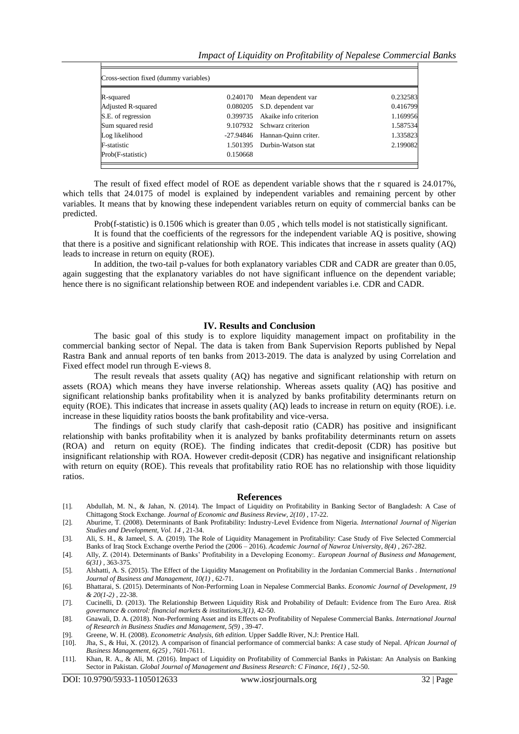| Cross-section fixed (dummy variables) | | | |
|---|---|---|---|
| R-squared | 0.240170 | Mean dependent var | 0.232583 |
| Adjusted R-squared | 0.080205 | S.D. dependent var | 0.416799 |
| S.E. of regression | 0.399735 | Akaike info criterion | 1.169956 |
| Sum squared resid | 9.107932 | Schwarz criterion | 1.587534 |
| Log likelihood | -27.94846 | Hannan-Quinn criter. | 1.335823 |
| F-statistic | 1.501395 | Durbin-Watson stat | 2.199082 |
| Prob(F-statistic) | 0.150668 | | |

The result of fixed effect model of ROE as dependent variable shows that the r squared is 24.017%, which tells that 24.0175 of model is explained by independent variables and remaining percent by other variables. It means that by knowing these independent variables return on equity of commercial banks can be predicted.

Prob(f-statistic) is 0.1506 which is greater than 0.05 , which tells model is not statistically significant.

It is found that the coefficients of the regressors for the independent variable AQ is positive, showing that there is a positive and significant relationship with ROE. This indicates that increase in assets quality (AQ) leads to increase in return on equity (ROE).

In addition, the two-tail p-values for both explanatory variables CDR and CADR are greater than 0.05, again suggesting that the explanatory variables do not have significant influence on the dependent variable; hence there is no significant relationship between ROE and independent variables i.e. CDR and CADR.

## IV. Results and Conclusion

The basic goal of this study is to explore liquidity management impact on profitability in the commercial banking sector of Nepal. The data is taken from Bank Supervision Reports published by Nepal Rastra Bank and annual reports of ten banks from 2013-2019. The data is analyzed by using Correlation and Fixed effect model run through E-views 8.

The result reveals that assets quality (AQ) has negative and significant relationship with return on assets (ROA) which means they have inverse relationship. Whereas assets quality (AQ) has positive and significant relationship banks profitability when it is analyzed by banks profitability determinants return on equity (ROE). This indicates that increase in assets quality (AQ) leads to increase in return on equity (ROE). i.e. increase in these liquidity ratios boosts the bank profitability and vice-versa.

The findings of such study clarify that cash-deposit ratio (CADR) has positive and insignificant relationship with banks profitability when it is analyzed by banks profitability determinants return on assets (ROA) and return on equity (ROE). The finding indicates that credit-deposit (CDR) has positive but insignificant relationship with ROA. However credit-deposit (CDR) has negative and insignificant relationship with return on equity (ROE). This reveals that profitability ratio ROE has no relationship with those liquidity ratios.

## References

[1]. Abdullah, M. N., & Jahan, N. (2014). The Impact of Liquidity on Profitability in Banking Sector of Bangladesh: A Case of Chittagong Stock Exchange. *Journal of Economic and Business Review, 2(10)* , 17-22.

[2]. Aburime, T. (2008). Determinants of Bank Profitability: Industry-Level Evidence from Nigeria. *International Journal of Nigerian Studies and Development, Vol. 14* , 21-34.

[3]. Ali, S. H., & Jameel, S. A. (2019). The Role of Liquidity Management in Profitability: Case Study of Five Selected Commercial Banks of Iraq Stock Exchange overthe Period the (2006 – 2016). *Academic Journal of Nawroz University, 8(4)* , 267-282.

[4]. Ally, Z. (2014). Determinants of Banks' Profitability in a Developing Economy:. *European Journal of Business and Management, 6(31)* , 363-375.

[5]. Alshatti, A. S. (2015). The Effect of the Liquidity Management on Profitability in the Jordanian Commercial Banks . *International Journal of Business and Management, 10(1)* , 62-71.

[6]. Bhattarai, S. (2015). Determinants of Non-Performing Loan in Nepalese Commercial Banks. *Economic Journal of Development, 19 & 20(1-2)* , 22-38.

[7]. Cucinelli, D. (2013). The Relationship Between Liquidity Risk and Probability of Default: Evidence from The Euro Area. *Risk governance & control: financial markets & institutions,3(1),* 42-50.

[8]. Gnawali, D. A. (2018). Non-Performing Asset and its Effects on Profitability of Nepalese Commercial Banks. *International Journal of Research in Business Studies and Management, 5(9)* , 39-47.

[9]. Greene, W. H. (2008). *Econometric Analysis, 6th edition.* Upper Saddle River, N.J: Prentice Hall.

[10]. Jha, S., & Hui, X. (2012). A comparison of financial performance of commercial banks: A case study of Nepal. *African Journal of Business Management, 6(25)* , 7601-7611.

[11]. Khan, R. A., & Ali, M. (2016). Impact of Liquidity on Profitability of Commercial Banks in Pakistan: An Analysis on Banking Sector in Pakistan. *Global Journal of Management and Business Research: C Finance, 16(1)* , 52-50.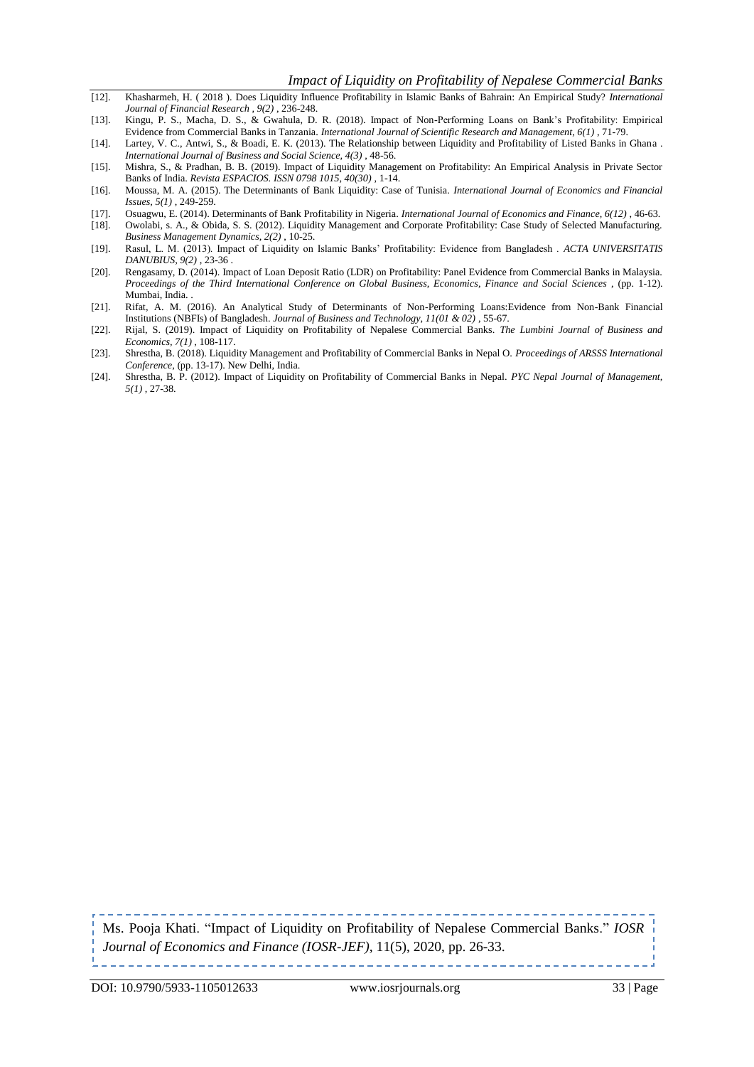[12]. Khasharmeh, H. ( 2018 ). Does Liquidity Influence Profitability in Islamic Banks of Bahrain: An Empirical Study? *International Journal of Financial Research , 9(2)* , 236-248.

[13]. Kingu, P. S., Macha, D. S., & Gwahula, D. R. (2018). Impact of Non-Performing Loans on Bank's Profitability: Empirical Evidence from Commercial Banks in Tanzania. *International Journal of Scientific Research and Management, 6(1)* , 71-79.

[14]. Lartey, V. C., Antwi, S., & Boadi, E. K. (2013). The Relationship between Liquidity and Profitability of Listed Banks in Ghana . *International Journal of Business and Social Science, 4(3)* , 48-56.

[15]. Mishra, S., & Pradhan, B. B. (2019). Impact of Liquidity Management on Profitability: An Empirical Analysis in Private Sector Banks of India. *Revista ESPACIOS. ISSN 0798 1015, 40(30)* , 1-14.

[16]. Moussa, M. A. (2015). The Determinants of Bank Liquidity: Case of Tunisia. *International Journal of Economics and Financial Issues, 5(1)* , 249-259.

[17]. Osuagwu, E. (2014). Determinants of Bank Profitability in Nigeria. *International Journal of Economics and Finance, 6(12)* , 46-63.

[18]. Owolabi, s. A., & Obida, S. S. (2012). Liquidity Management and Corporate Profitability: Case Study of Selected Manufacturing. *Business Management Dynamics, 2(2)* , 10-25.

[19]. Rasul, L. M. (2013). Impact of Liquidity on Islamic Banks' Profitability: Evidence from Bangladesh . *ACTA UNIVERSITATIS DANUBIUS, 9(2)* , 23-36 .

[20]. Rengasamy, D. (2014). Impact of Loan Deposit Ratio (LDR) on Profitability: Panel Evidence from Commercial Banks in Malaysia. *Proceedings of the Third International Conference on Global Business, Economics, Finance and Social Sciences* , (pp. 1-12). Mumbai, India. .

[21]. Rifat, A. M. (2016). An Analytical Study of Determinants of Non-Performing Loans:Evidence from Non-Bank Financial Institutions (NBFIs) of Bangladesh. *Journal of Business and Technology, 11(01 & 02)* , 55-67.

[22]. Rijal, S. (2019). Impact of Liquidity on Profitability of Nepalese Commercial Banks. *The Lumbini Journal of Business and Economics, 7(1)* , 108-117.

[23]. Shrestha, B. (2018). Liquidity Management and Profitability of Commercial Banks in Nepal O. *Proceedings of ARSSS International Conference*, (pp. 13-17). New Delhi, India.

[24]. Shrestha, B. P. (2012). Impact of Liquidity on Profitability of Commercial Banks in Nepal. *PYC Nepal Journal of Management, 5(1)* , 27-38.

Ms. Pooja Khati. "Impact of Liquidity on Profitability of Nepalese Commercial Banks." *IOSR Journal of Economics and Finance (IOSR-JEF),* 11(5), 2020, pp. 26-33.